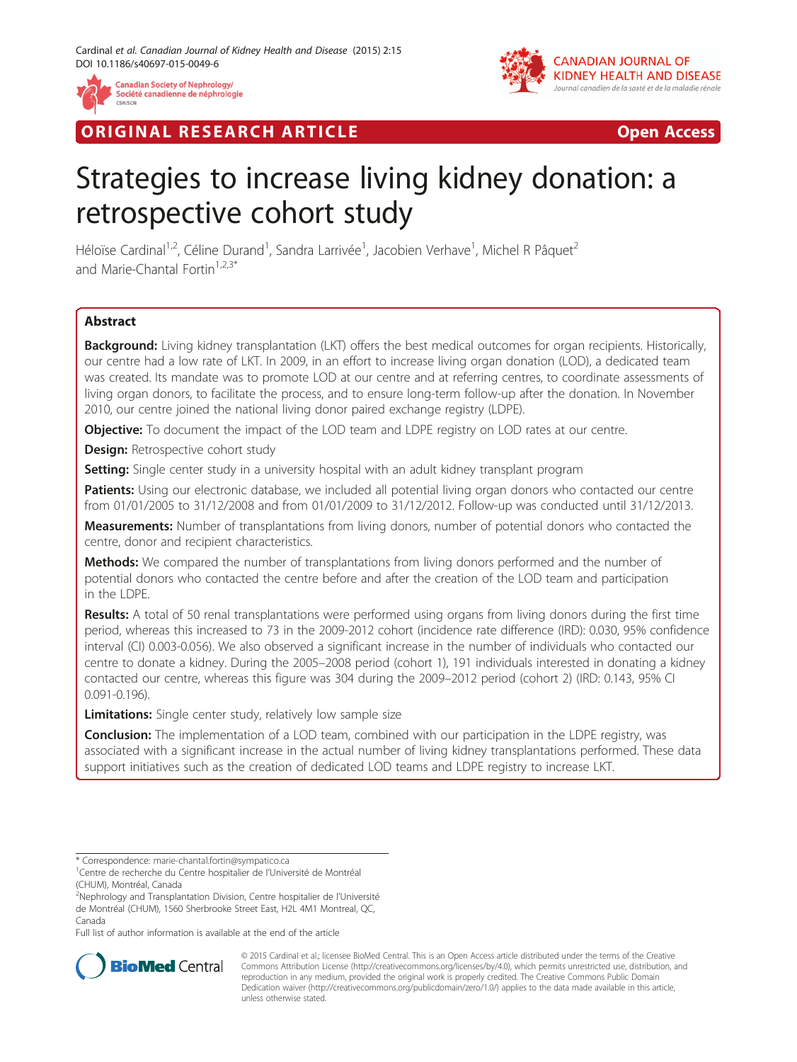ORIGINAL RESEARCH ARTICLE Open Access

# Strategies to increase living kidney donation: a retrospective cohort study

Héloïse Cardinal[1,2], Céline Durand[1], Sandra Larrivée[1], Jacobien Verhave[1], Michel R Pâquet[2] and Marie-Chantal Fortin[1,2,3*]

## Abstract

**Background:** Living kidney transplantation (LKT) offers the best medical outcomes for organ recipients. Historically, our centre had a low rate of LKT. In 2009, in an effort to increase living organ donation (LOD), a dedicated team was created. Its mandate was to promote LOD at our centre and at referring centres, to coordinate assessments of living organ donors, to facilitate the process, and to ensure long-term follow-up after the donation. In November 2010, our centre joined the national living donor paired exchange registry (LDPE).

**Objective:** To document the impact of the LOD team and LDPE registry on LOD rates at our centre.

**Design:** Retrospective cohort study

**Setting:** Single center study in a university hospital with an adult kidney transplant program

**Patients:** Using our electronic database, we included all potential living organ donors who contacted our centre from 01/01/2005 to 31/12/2008 and from 01/01/2009 to 31/12/2012. Follow-up was conducted until 31/12/2013.

**Measurements:** Number of transplantations from living donors, number of potential donors who contacted the centre, donor and recipient characteristics.

**Methods:** We compared the number of transplantations from living donors performed and the number of potential donors who contacted the centre before and after the creation of the LOD team and participation in the LDPE.

**Results:** A total of 50 renal transplantations were performed using organs from living donors during the first time period, whereas this increased to 73 in the 2009-2012 cohort (incidence rate difference (IRD): 0.030, 95% confidence interval (CI) 0.003-0.056). We also observed a significant increase in the number of individuals who contacted our centre to donate a kidney. During the 2005–2008 period (cohort 1), 191 individuals interested in donating a kidney contacted our centre, whereas this figure was 304 during the 2009–2012 period (cohort 2) (IRD: 0.143, 95% CI 0.091-0.196).

**Limitations:** Single center study, relatively low sample size

**Conclusion:** The implementation of a LOD team, combined with our participation in the LDPE registry, was associated with a significant increase in the actual number of living kidney transplantations performed. These data support initiatives such as the creation of dedicated LOD teams and LDPE registry to increase LKT.

---

\* Correspondence: marie-chantal.fortin@sympatico.ca

[1]Centre de recherche du Centre hospitalier de l'Université de Montréal (CHUM), Montréal, Canada

[2]Nephrology and Transplantation Division, Centre hospitalier de l'Université de Montréal (CHUM), 1560 Sherbrooke Street East, H2L 4M1 Montreal, QC, Canada

Full list of author information is available at the end of the article

© 2015 Cardinal et al.; licensee BioMed Central. This is an Open Access article distributed under the terms of the Creative Commons Attribution License (http://creativecommons.org/licenses/by/4.0), which permits unrestricted use, distribution, and reproduction in any medium, provided the original work is properly credited. The Creative Commons Public Domain Dedication waiver (http://creativecommons.org/publicdomain/zero/1.0/) applies to the data made available in this article, unless otherwise stated.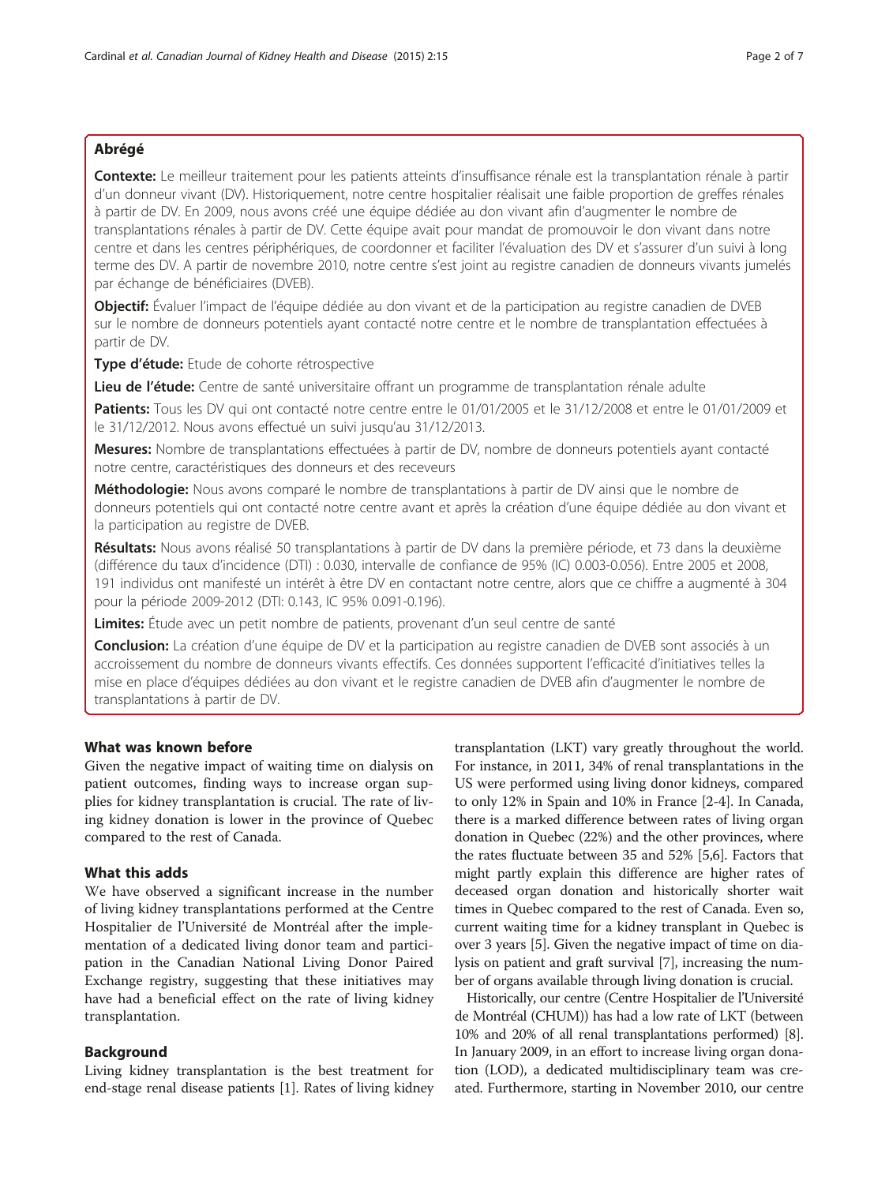## Abrégé

**Contexte:** Le meilleur traitement pour les patients atteints d'insuffisance rénale est la transplantation rénale à partir d'un donneur vivant (DV). Historiquement, notre centre hospitalier réalisait une faible proportion de greffes rénales à partir de DV. En 2009, nous avons créé une équipe dédiée au don vivant afin d'augmenter le nombre de transplantations rénales à partir de DV. Cette équipe avait pour mandat de promouvoir le don vivant dans notre centre et dans les centres périphériques, de coordonner et faciliter l'évaluation des DV et s'assurer d'un suivi à long terme des DV. A partir de novembre 2010, notre centre s'est joint au registre canadien de donneurs vivants jumelés par échange de bénéficiaires (DVEB).

**Objectif:** Évaluer l'impact de l'équipe dédiée au don vivant et de la participation au registre canadien de DVEB sur le nombre de donneurs potentiels ayant contacté notre centre et le nombre de transplantation effectuées à partir de DV.

**Type d'étude:** Etude de cohorte rétrospective

**Lieu de l'étude:** Centre de santé universitaire offrant un programme de transplantation rénale adulte

**Patients:** Tous les DV qui ont contacté notre centre entre le 01/01/2005 et le 31/12/2008 et entre le 01/01/2009 et le 31/12/2012. Nous avons effectué un suivi jusqu'au 31/12/2013.

**Mesures:** Nombre de transplantations effectuées à partir de DV, nombre de donneurs potentiels ayant contacté notre centre, caractéristiques des donneurs et des receveurs

**Méthodologie:** Nous avons comparé le nombre de transplantations à partir de DV ainsi que le nombre de donneurs potentiels qui ont contacté notre centre avant et après la création d'une équipe dédiée au don vivant et la participation au registre de DVEB.

**Résultats:** Nous avons réalisé 50 transplantations à partir de DV dans la première période, et 73 dans la deuxième (différence du taux d'incidence (DTI) : 0.030, intervalle de confiance de 95% (IC) 0.003-0.056). Entre 2005 et 2008, 191 individus ont manifesté un intérêt à être DV en contactant notre centre, alors que ce chiffre a augmenté à 304 pour la période 2009-2012 (DTI: 0.143, IC 95% 0.091-0.196).

**Limites:** Étude avec un petit nombre de patients, provenant d'un seul centre de santé

**Conclusion:** La création d'une équipe de DV et la participation au registre canadien de DVEB sont associés à un accroissement du nombre de donneurs vivants effectifs. Ces données supportent l'efficacité d'initiatives telles la mise en place d'équipes dédiées au don vivant et le registre canadien de DVEB afin d'augmenter le nombre de transplantations à partir de DV.

## What was known before

Given the negative impact of waiting time on dialysis on patient outcomes, finding ways to increase organ supplies for kidney transplantation is crucial. The rate of living kidney donation is lower in the province of Quebec compared to the rest of Canada.

## What this adds

We have observed a significant increase in the number of living kidney transplantations performed at the Centre Hospitalier de l'Université de Montréal after the implementation of a dedicated living donor team and participation in the Canadian National Living Donor Paired Exchange registry, suggesting that these initiatives may have had a beneficial effect on the rate of living kidney transplantation.

## Background

Living kidney transplantation is the best treatment for end-stage renal disease patients [1]. Rates of living kidney transplantation (LKT) vary greatly throughout the world. For instance, in 2011, 34% of renal transplantations in the US were performed using living donor kidneys, compared to only 12% in Spain and 10% in France [2-4]. In Canada, there is a marked difference between rates of living organ donation in Quebec (22%) and the other provinces, where the rates fluctuate between 35 and 52% [5,6]. Factors that might partly explain this difference are higher rates of deceased organ donation and historically shorter wait times in Quebec compared to the rest of Canada. Even so, current waiting time for a kidney transplant in Quebec is over 3 years [5]. Given the negative impact of time on dialysis on patient and graft survival [7], increasing the number of organs available through living donation is crucial.

Historically, our centre (Centre Hospitalier de l'Université de Montréal (CHUM)) has had a low rate of LKT (between 10% and 20% of all renal transplantations performed) [8]. In January 2009, in an effort to increase living organ donation (LOD), a dedicated multidisciplinary team was created. Furthermore, starting in November 2010, our centre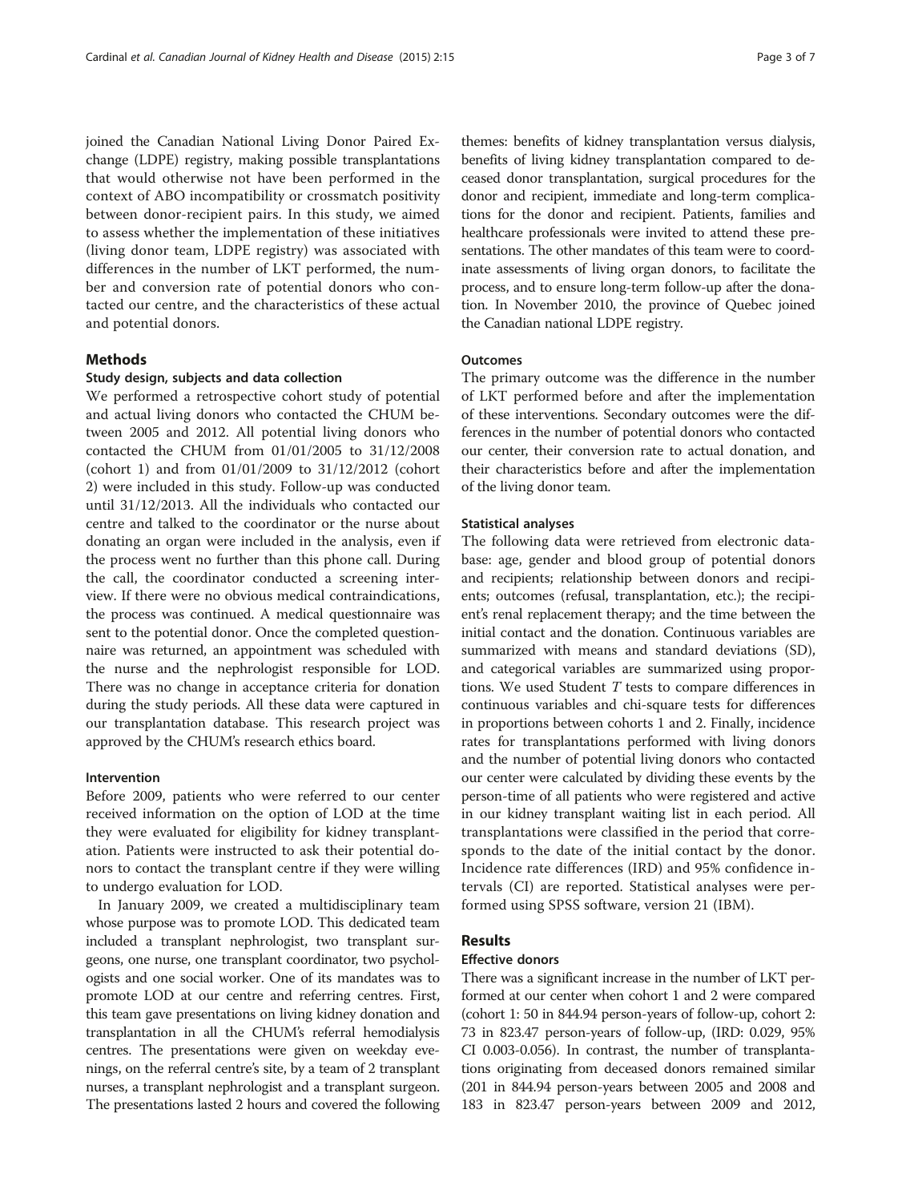joined the Canadian National Living Donor Paired Exchange (LDPE) registry, making possible transplantations that would otherwise not have been performed in the context of ABO incompatibility or crossmatch positivity between donor-recipient pairs. In this study, we aimed to assess whether the implementation of these initiatives (living donor team, LDPE registry) was associated with differences in the number of LKT performed, the number and conversion rate of potential donors who contacted our centre, and the characteristics of these actual and potential donors.

## Methods

### Study design, subjects and data collection

We performed a retrospective cohort study of potential and actual living donors who contacted the CHUM between 2005 and 2012. All potential living donors who contacted the CHUM from 01/01/2005 to 31/12/2008 (cohort 1) and from 01/01/2009 to 31/12/2012 (cohort 2) were included in this study. Follow-up was conducted until 31/12/2013. All the individuals who contacted our centre and talked to the coordinator or the nurse about donating an organ were included in the analysis, even if the process went no further than this phone call. During the call, the coordinator conducted a screening interview. If there were no obvious medical contraindications, the process was continued. A medical questionnaire was sent to the potential donor. Once the completed questionnaire was returned, an appointment was scheduled with the nurse and the nephrologist responsible for LOD. There was no change in acceptance criteria for donation during the study periods. All these data were captured in our transplantation database. This research project was approved by the CHUM's research ethics board.

### Intervention

Before 2009, patients who were referred to our center received information on the option of LOD at the time they were evaluated for eligibility for kidney transplantation. Patients were instructed to ask their potential donors to contact the transplant centre if they were willing to undergo evaluation for LOD.

In January 2009, we created a multidisciplinary team whose purpose was to promote LOD. This dedicated team included a transplant nephrologist, two transplant surgeons, one nurse, one transplant coordinator, two psychologists and one social worker. One of its mandates was to promote LOD at our centre and referring centres. First, this team gave presentations on living kidney donation and transplantation in all the CHUM's referral hemodialysis centres. The presentations were given on weekday evenings, on the referral centre's site, by a team of 2 transplant nurses, a transplant nephrologist and a transplant surgeon. The presentations lasted 2 hours and covered the following themes: benefits of kidney transplantation versus dialysis, benefits of living kidney transplantation compared to deceased donor transplantation, surgical procedures for the donor and recipient, immediate and long-term complications for the donor and recipient. Patients, families and healthcare professionals were invited to attend these presentations. The other mandates of this team were to coordinate assessments of living organ donors, to facilitate the process, and to ensure long-term follow-up after the donation. In November 2010, the province of Quebec joined the Canadian national LDPE registry.

### Outcomes

The primary outcome was the difference in the number of LKT performed before and after the implementation of these interventions. Secondary outcomes were the differences in the number of potential donors who contacted our center, their conversion rate to actual donation, and their characteristics before and after the implementation of the living donor team.

### Statistical analyses

The following data were retrieved from electronic database: age, gender and blood group of potential donors and recipients; relationship between donors and recipients; outcomes (refusal, transplantation, etc.); the recipient's renal replacement therapy; and the time between the initial contact and the donation. Continuous variables are summarized with means and standard deviations (SD), and categorical variables are summarized using proportions. We used Student $T$ tests to compare differences in continuous variables and chi-square tests for differences in proportions between cohorts 1 and 2. Finally, incidence rates for transplantations performed with living donors and the number of potential living donors who contacted our center were calculated by dividing these events by the person-time of all patients who were registered and active in our kidney transplant waiting list in each period. All transplantations were classified in the period that corresponds to the date of the initial contact by the donor. Incidence rate differences (IRD) and 95% confidence intervals (CI) are reported. Statistical analyses were performed using SPSS software, version 21 (IBM).

## Results

### Effective donors

There was a significant increase in the number of LKT performed at our center when cohort 1 and 2 were compared (cohort 1: 50 in 844.94 person-years of follow-up, cohort 2: 73 in 823.47 person-years of follow-up, (IRD: 0.029, 95% CI 0.003-0.056). In contrast, the number of transplantations originating from deceased donors remained similar (201 in 844.94 person-years between 2005 and 2008 and 183 in 823.47 person-years between 2009 and 2012,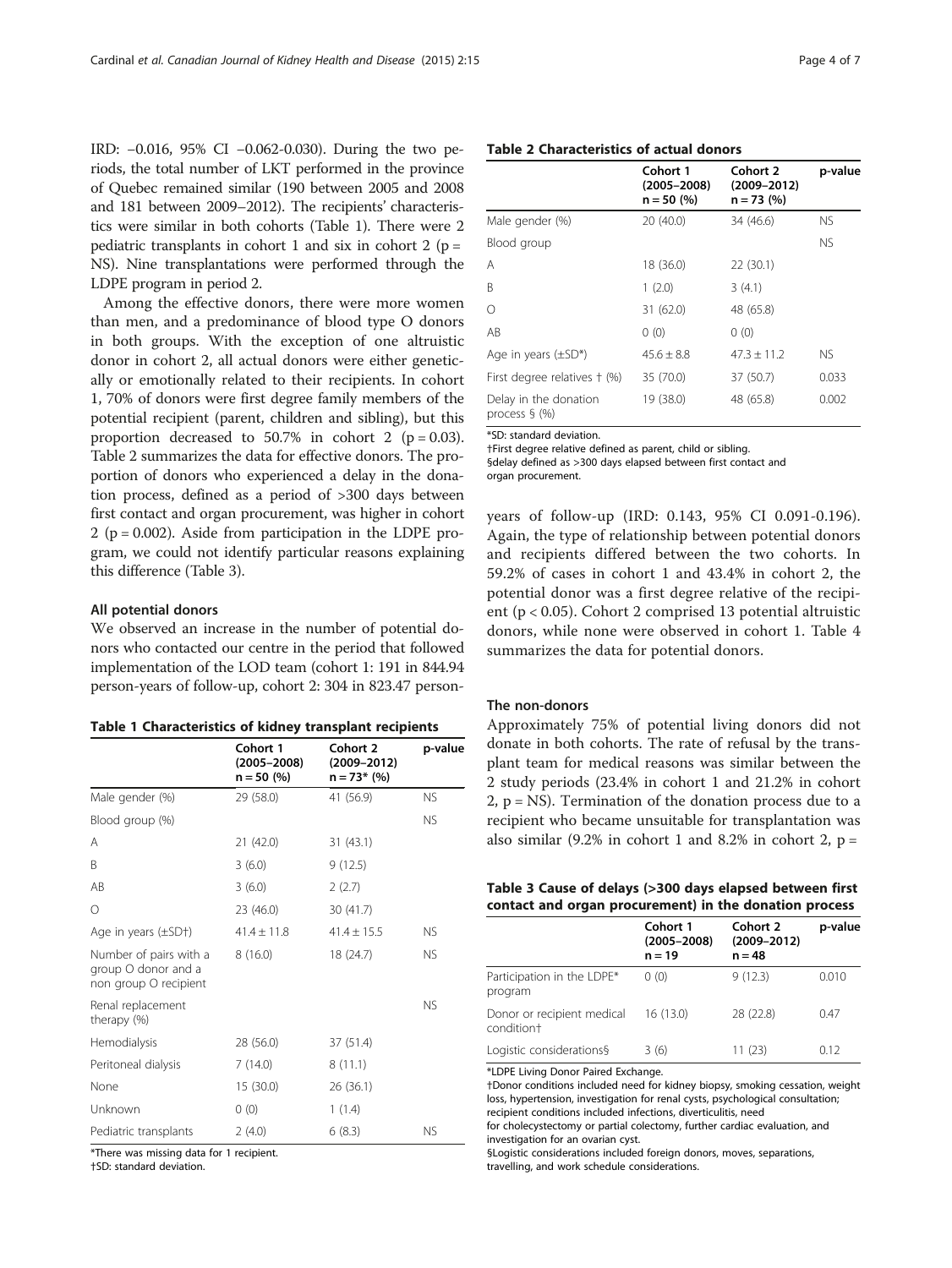IRD: −0.016, 95% CI −0.062-0.030). During the two periods, the total number of LKT performed in the province of Quebec remained similar (190 between 2005 and 2008 and 181 between 2009–2012). The recipients' characteristics were similar in both cohorts (Table 1). There were 2 pediatric transplants in cohort 1 and six in cohort 2 (p = NS). Nine transplantations were performed through the LDPE program in period 2.

Among the effective donors, there were more women than men, and a predominance of blood type O donors in both groups. With the exception of one altruistic donor in cohort 2, all actual donors were either genetically or emotionally related to their recipients. In cohort 1, 70% of donors were first degree family members of the potential recipient (parent, children and sibling), but this proportion decreased to 50.7% in cohort 2 ($p = 0.03$). Table 2 summarizes the data for effective donors. The proportion of donors who experienced a delay in the donation process, defined as a period of >300 days between first contact and organ procurement, was higher in cohort 2 ($p = 0.002$). Aside from participation in the LDPE program, we could not identify particular reasons explaining this difference (Table 3).

### All potential donors

We observed an increase in the number of potential donors who contacted our centre in the period that followed implementation of the LOD team (cohort 1: 191 in 844.94 person-years of follow-up, cohort 2: 304 in 823.47 person-years of follow-up (IRD: 0.143, 95% CI 0.091-0.196). Again, the type of relationship between potential donors and recipients differed between the two cohorts. In 59.2% of cases in cohort 1 and 43.4% in cohort 2, the potential donor was a first degree relative of the recipient ($p < 0.05$). Cohort 2 comprised 13 potential altruistic donors, while none were observed in cohort 1. Table 4 summarizes the data for potential donors.

**Table 1 Characteristics of kidney transplant recipients**

| | Cohort 1 (2005–2008) n = 50 (%) | Cohort 2 (2009–2012) n = 73* (%) | p-value |
|---|---|---|---|
| Male gender (%) | 29 (58.0) | 41 (56.9) | NS |
| Blood group (%) | | | NS |
| A | 21 (42.0) | 31 (43.1) | |
| B | 3 (6.0) | 9 (12.5) | |
| AB | 3 (6.0) | 2 (2.7) | |
| O | 23 (46.0) | 30 (41.7) | |
| Age in years (±SD†) | 41.4 ± 11.8 | 41.4 ± 15.5 | NS |
| Number of pairs with a group O donor and a non group O recipient | 8 (16.0) | 18 (24.7) | NS |
| Renal replacement therapy (%) | | | NS |
| Hemodialysis | 28 (56.0) | 37 (51.4) | |
| Peritoneal dialysis | 7 (14.0) | 8 (11.1) | |
| None | 15 (30.0) | 26 (36.1) | |
| Unknown | 0 (0) | 1 (1.4) | |
| Pediatric transplants | 2 (4.0) | 6 (8.3) | NS |

*There was missing data for 1 recipient.
†SD: standard deviation.

**Table 2 Characteristics of actual donors**

| | Cohort 1 (2005–2008) n = 50 (%) | Cohort 2 (2009–2012) n = 73 (%) | p-value |
|---|---|---|---|
| Male gender (%) | 20 (40.0) | 34 (46.6) | NS |
| Blood group | | | NS |
| A | 18 (36.0) | 22 (30.1) | |
| B | 1 (2.0) | 3 (4.1) | |
| O | 31 (62.0) | 48 (65.8) | |
| AB | 0 (0) | 0 (0) | |
| Age in years (±SD*) | 45.6 ± 8.8 | 47.3 ± 11.2 | NS |
| First degree relatives † (%) | 35 (70.0) | 37 (50.7) | 0.033 |
| Delay in the donation process § (%) | 19 (38.0) | 48 (65.8) | 0.002 |

*SD: standard deviation.
†First degree relative defined as parent, child or sibling.
§delay defined as >300 days elapsed between first contact and organ procurement.

### The non-donors

Approximately 75% of potential living donors did not donate in both cohorts. The rate of refusal by the transplant team for medical reasons was similar between the 2 study periods (23.4% in cohort 1 and 21.2% in cohort 2, p = NS). Termination of the donation process due to a recipient who became unsuitable for transplantation was also similar (9.2% in cohort 1 and 8.2% in cohort 2, p =

**Table 3 Cause of delays (>300 days elapsed between first contact and organ procurement) in the donation process**

| | Cohort 1 (2005–2008) n = 19 | Cohort 2 (2009–2012) n = 48 | p-value |
|---|---|---|---|
| Participation in the LDPE* program | 0 (0) | 9 (12.3) | 0.010 |
| Donor or recipient medical condition† | 16 (13.0) | 28 (22.8) | 0.47 |
| Logistic considerations§ | 3 (6) | 11 (23) | 0.12 |

*LDPE Living Donor Paired Exchange.
†Donor conditions included need for kidney biopsy, smoking cessation, weight loss, hypertension, investigation for renal cysts, psychological consultation; recipient conditions included infections, diverticulitis, need for cholecystectomy or partial colectomy, further cardiac evaluation, and investigation for an ovarian cyst.
§Logistic considerations included foreign donors, moves, separations, travelling, and work schedule considerations.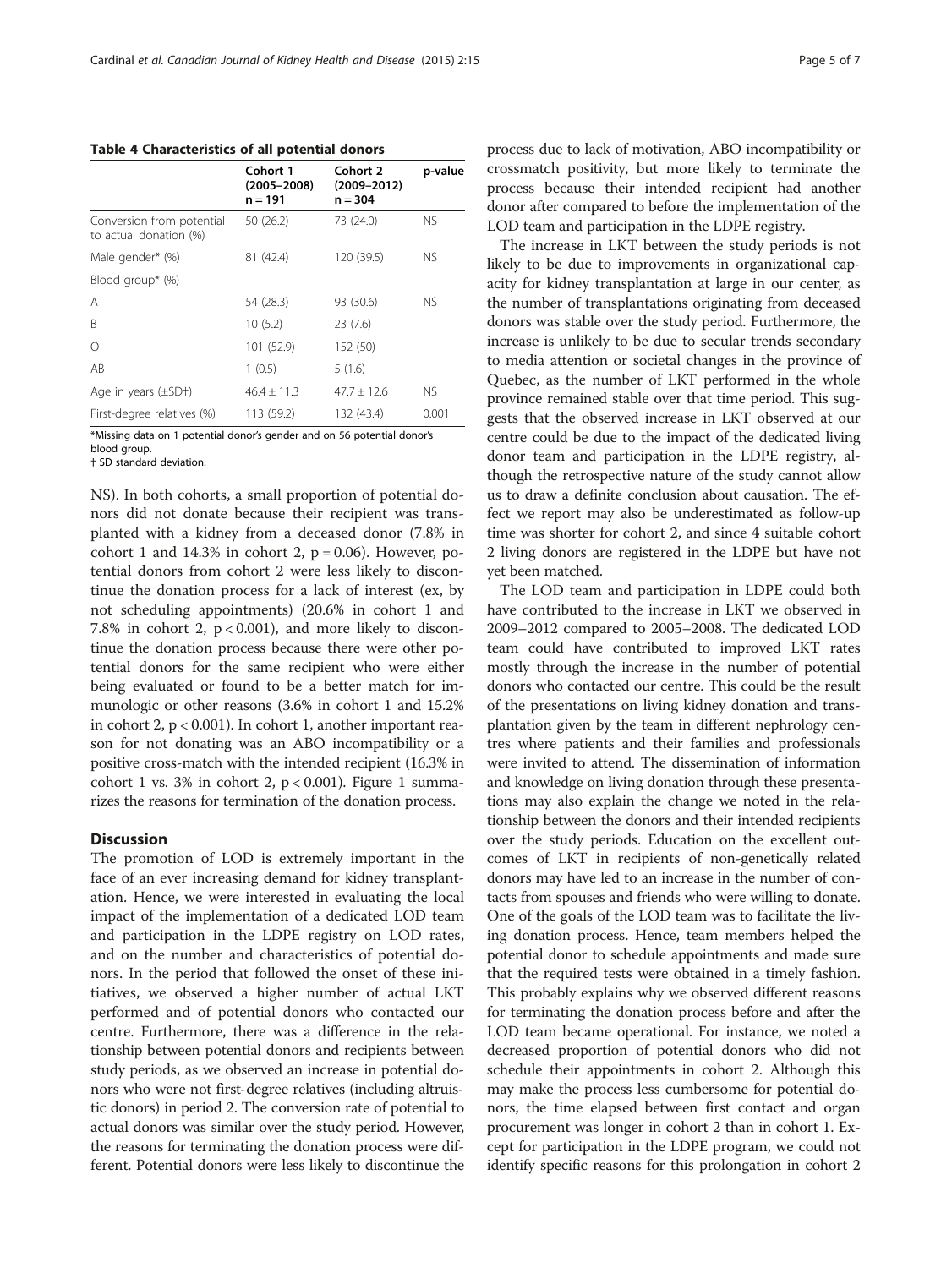**Table 4 Characteristics of all potential donors**

| | Cohort 1 (2005–2008) n = 191 | Cohort 2 (2009–2012) n = 304 | p-value |
|---|---|---|---|
| Conversion from potential to actual donation (%) | 50 (26.2) | 73 (24.0) | NS |
| Male gender* (%) | 81 (42.4) | 120 (39.5) | NS |
| Blood group* (%) | | | |
| A | 54 (28.3) | 93 (30.6) | NS |
| B | 10 (5.2) | 23 (7.6) | |
| O | 101 (52.9) | 152 (50) | |
| AB | 1 (0.5) | 5 (1.6) | |
| Age in years (±SD†) | 46.4 ± 11.3 | 47.7 ± 12.6 | NS |
| First-degree relatives (%) | 113 (59.2) | 132 (43.4) | 0.001 |

*Missing data on 1 potential donor's gender and on 56 potential donor's blood group.
† SD standard deviation.

NS). In both cohorts, a small proportion of potential donors did not donate because their recipient was transplanted with a kidney from a deceased donor (7.8% in cohort 1 and 14.3% in cohort 2, $p = 0.06$). However, potential donors from cohort 2 were less likely to discontinue the donation process for a lack of interest (ex, by not scheduling appointments) (20.6% in cohort 1 and 7.8% in cohort 2, $p < 0.001$), and more likely to discontinue the donation process because there were other potential donors for the same recipient who were either being evaluated or found to be a better match for immunologic or other reasons (3.6% in cohort 1 and 15.2% in cohort 2, $p < 0.001$). In cohort 1, another important reason for not donating was an ABO incompatibility or a positive cross-match with the intended recipient (16.3% in cohort 1 vs. 3% in cohort 2, $p < 0.001$). Figure 1 summarizes the reasons for termination of the donation process.

## Discussion

The promotion of LOD is extremely important in the face of an ever increasing demand for kidney transplantation. Hence, we were interested in evaluating the local impact of the implementation of a dedicated LOD team and participation in the LDPE registry on LOD rates, and on the number and characteristics of potential donors. In the period that followed the onset of these initiatives, we observed a higher number of actual LKT performed and of potential donors who contacted our centre. Furthermore, there was a difference in the relationship between potential donors and recipients between study periods, as we observed an increase in potential donors who were not first-degree relatives (including altruistic donors) in period 2. The conversion rate of potential to actual donors was similar over the study period. However, the reasons for terminating the donation process were different. Potential donors were less likely to discontinue the process due to lack of motivation, ABO incompatibility or crossmatch positivity, but more likely to terminate the process because their intended recipient had another donor after compared to before the implementation of the LOD team and participation in the LDPE registry.

The increase in LKT between the study periods is not likely to be due to improvements in organizational capacity for kidney transplantation at large in our center, as the number of transplantations originating from deceased donors was stable over the study period. Furthermore, the increase is unlikely to be due to secular trends secondary to media attention or societal changes in the province of Quebec, as the number of LKT performed in the whole province remained stable over that time period. This suggests that the observed increase in LKT observed at our centre could be due to the impact of the dedicated living donor team and participation in the LDPE registry, although the retrospective nature of the study cannot allow us to draw a definite conclusion about causation. The effect we report may also be underestimated as follow-up time was shorter for cohort 2, and since 4 suitable cohort 2 living donors are registered in the LDPE but have not yet been matched.

The LOD team and participation in LDPE could both have contributed to the increase in LKT we observed in 2009–2012 compared to 2005–2008. The dedicated LOD team could have contributed to improved LKT rates mostly through the increase in the number of potential donors who contacted our centre. This could be the result of the presentations on living kidney donation and transplantation given by the team in different nephrology centres where patients and their families and professionals were invited to attend. The dissemination of information and knowledge on living donation through these presentations may also explain the change we noted in the relationship between the donors and their intended recipients over the study periods. Education on the excellent outcomes of LKT in recipients of non-genetically related donors may have led to an increase in the number of contacts from spouses and friends who were willing to donate. One of the goals of the LOD team was to facilitate the living donation process. Hence, team members helped the potential donor to schedule appointments and made sure that the required tests were obtained in a timely fashion. This probably explains why we observed different reasons for terminating the donation process before and after the LOD team became operational. For instance, we noted a decreased proportion of potential donors who did not schedule their appointments in cohort 2. Although this may make the process less cumbersome for potential donors, the time elapsed between first contact and organ procurement was longer in cohort 2 than in cohort 1. Except for participation in the LDPE program, we could not identify specific reasons for this prolongation in cohort 2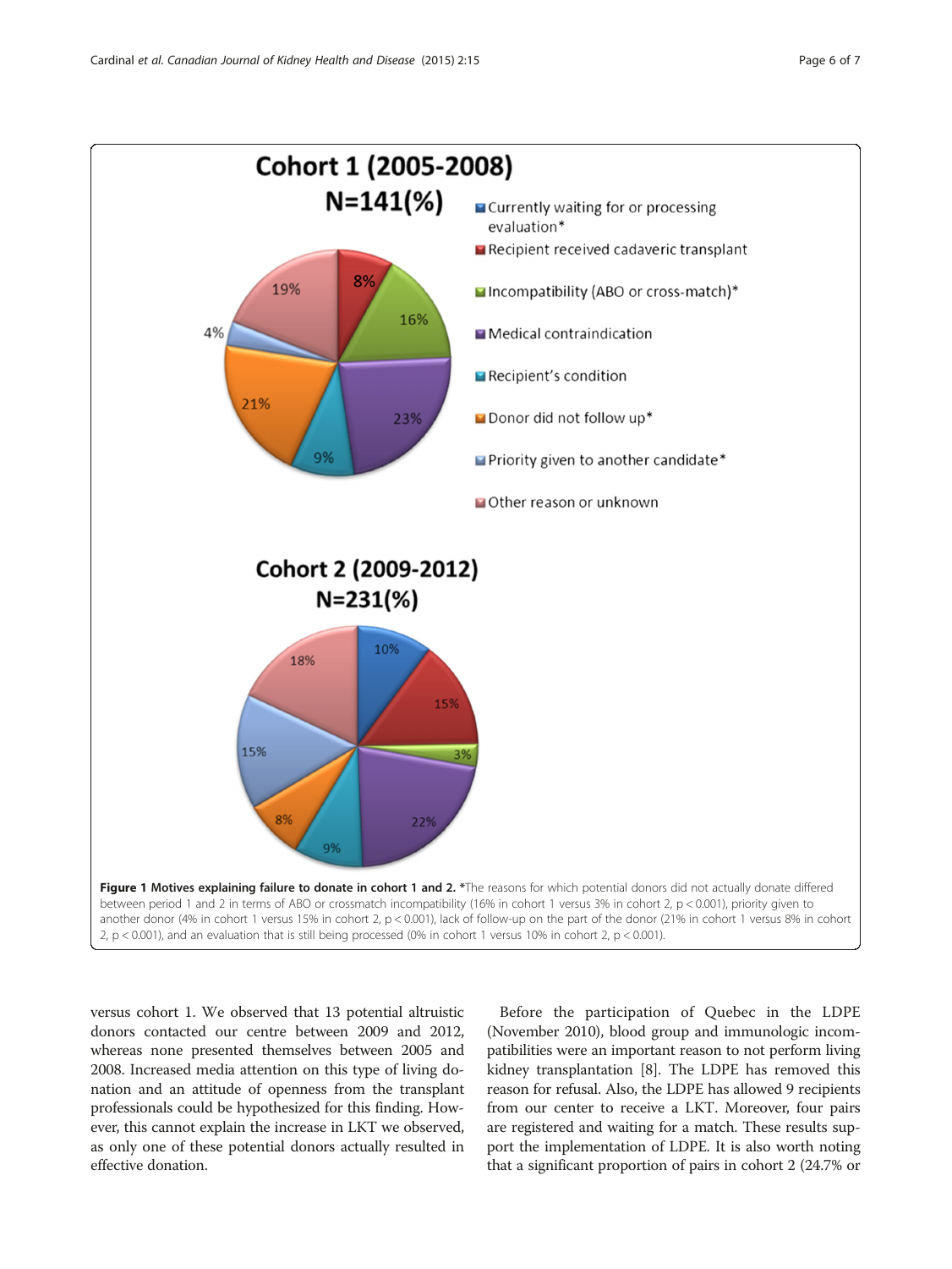**Figure 1 Motives explaining failure to donate in cohort 1 and 2.** *The reasons for which potential donors did not actually donate differed between period 1 and 2 in terms of ABO or crossmatch incompatibility (16% in cohort 1 versus 3% in cohort 2, $p < 0.001$), priority given to another donor (4% in cohort 1 versus 15% in cohort 2, $p < 0.001$), lack of follow-up on the part of the donor (21% in cohort 1 versus 8% in cohort 2, $p < 0.001$), and an evaluation that is still being processed (0% in cohort 1 versus 10% in cohort 2, $p < 0.001$).

versus cohort 1. We observed that 13 potential altruistic donors contacted our centre between 2009 and 2012, whereas none presented themselves between 2005 and 2008. Increased media attention on this type of living donation and an attitude of openness from the transplant professionals could be hypothesized for this finding. However, this cannot explain the increase in LKT we observed, as only one of these potential donors actually resulted in effective donation.

Before the participation of Quebec in the LDPE (November 2010), blood group and immunologic incompatibilities were an important reason to not perform living kidney transplantation [8]. The LDPE has removed this reason for refusal. Also, the LDPE has allowed 9 recipients from our center to receive a LKT. Moreover, four pairs are registered and waiting for a match. These results support the implementation of LDPE. It is also worth noting that a significant proportion of pairs in cohort 2 (24.7% or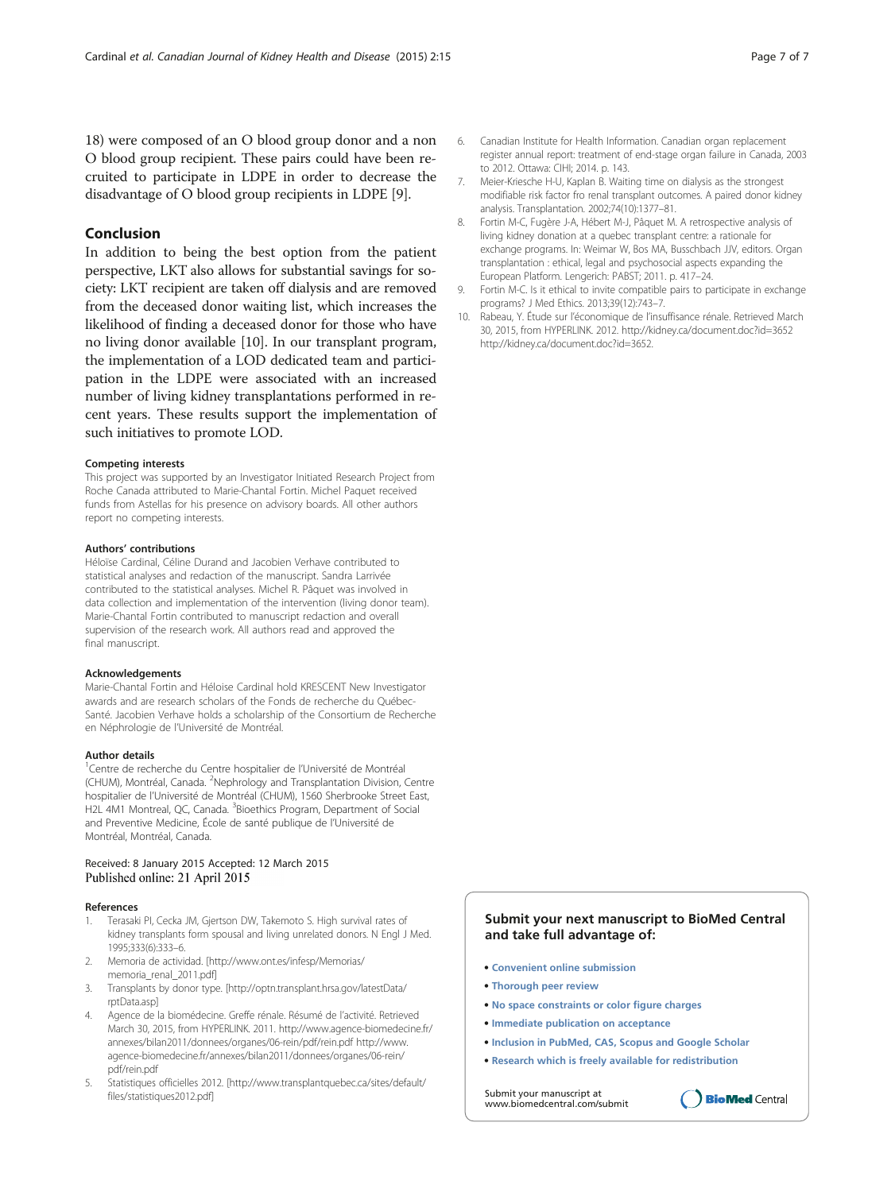18) were composed of an O blood group donor and a non O blood group recipient. These pairs could have been recruited to participate in LDPE in order to decrease the disadvantage of O blood group recipients in LDPE [9].

## Conclusion

In addition to being the best option from the patient perspective, LKT also allows for substantial savings for society: LKT recipient are taken off dialysis and are removed from the deceased donor waiting list, which increases the likelihood of finding a deceased donor for those who have no living donor available [10]. In our transplant program, the implementation of a LOD dedicated team and participation in the LDPE were associated with an increased number of living kidney transplantations performed in recent years. These results support the implementation of such initiatives to promote LOD.

#### Competing interests

This project was supported by an Investigator Initiated Research Project from Roche Canada attributed to Marie-Chantal Fortin. Michel Paquet received funds from Astellas for his presence on advisory boards. All other authors report no competing interests.

#### Authors' contributions

Héloïse Cardinal, Céline Durand and Jacobien Verhave contributed to statistical analyses and redaction of the manuscript. Sandra Larrivée contributed to the statistical analyses. Michel R. Pâquet was involved in data collection and implementation of the intervention (living donor team). Marie-Chantal Fortin contributed to manuscript redaction and overall supervision of the research work. All authors read and approved the final manuscript.

#### Acknowledgements

Marie-Chantal Fortin and Héloise Cardinal hold KRESCENT New Investigator awards and are research scholars of the Fonds de recherche du Québec-Santé. Jacobien Verhave holds a scholarship of the Consortium de Recherche en Néphrologie de l'Université de Montréal.

#### Author details

[1]Centre de recherche du Centre hospitalier de l'Université de Montréal (CHUM), Montréal, Canada. [2]Nephrology and Transplantation Division, Centre hospitalier de l'Université de Montréal (CHUM), 1560 Sherbrooke Street East, H2L 4M1 Montreal, QC, Canada. [3]Bioethics Program, Department of Social and Preventive Medicine, École de santé publique de l'Université de Montréal, Montréal, Canada.

Received: 8 January 2015 Accepted: 12 March 2015
Published online: 21 April 2015

#### References

1. Terasaki PI, Cecka JM, Gjertson DW, Takemoto S. High survival rates of kidney transplants form spousal and living unrelated donors. N Engl J Med. 1995;333(6):333–6.
2. Memoria de actividad. [http://www.ont.es/infesp/Memorias/memoria_renal_2011.pdf]
3. Transplants by donor type. [http://optn.transplant.hrsa.gov/latestData/rptData.asp]
4. Agence de la biomédecine. Greffe rénale. Résumé de l'activité. Retrieved March 30, 2015, from HYPERLINK. 2011. http://www.agence-biomedecine.fr/annexes/bilan2011/donnees/organes/06-rein/pdf/rein.pdf http://www.agence-biomedecine.fr/annexes/bilan2011/donnees/organes/06-rein/pdf/rein.pdf
5. Statistiques officielles 2012. [http://www.transplantquebec.ca/sites/default/files/statistiques2012.pdf]
6. Canadian Institute for Health Information. Canadian organ replacement register annual report: treatment of end-stage organ failure in Canada, 2003 to 2012. Ottawa: CIHI; 2014. p. 143.
7. Meier-Kriesche H-U, Kaplan B. Waiting time on dialysis as the strongest modifiable risk factor fro renal transplant outcomes. A paired donor kidney analysis. Transplantation. 2002;74(10):1377–81.
8. Fortin M-C, Fugère J-A, Hébert M-J, Pâquet M. A retrospective analysis of living kidney donation at a quebec transplant centre: a rationale for exchange programs. In: Weimar W, Bos MA, Busschbach JJV, editors. Organ transplantation : ethical, legal and psychosocial aspects expanding the European Platform. Lengerich: PABST; 2011. p. 417–24.
9. Fortin M-C. Is it ethical to invite compatible pairs to participate in exchange programs? J Med Ethics. 2013;39(12):743–7.
10. Rabeau, Y. Étude sur l'économique de l'insuffisance rénale. Retrieved March 30, 2015, from HYPERLINK. 2012. http://kidney.ca/document.doc?id=3652 http://kidney.ca/document.doc?id=3652.

**Submit your next manuscript to BioMed Central and take full advantage of:**

- Convenient online submission
- Thorough peer review
- No space constraints or color figure charges
- Immediate publication on acceptance
- Inclusion in PubMed, CAS, Scopus and Google Scholar
- Research which is freely available for redistribution

Submit your manuscript at www.biomedcentral.com/submit

BioMed Central